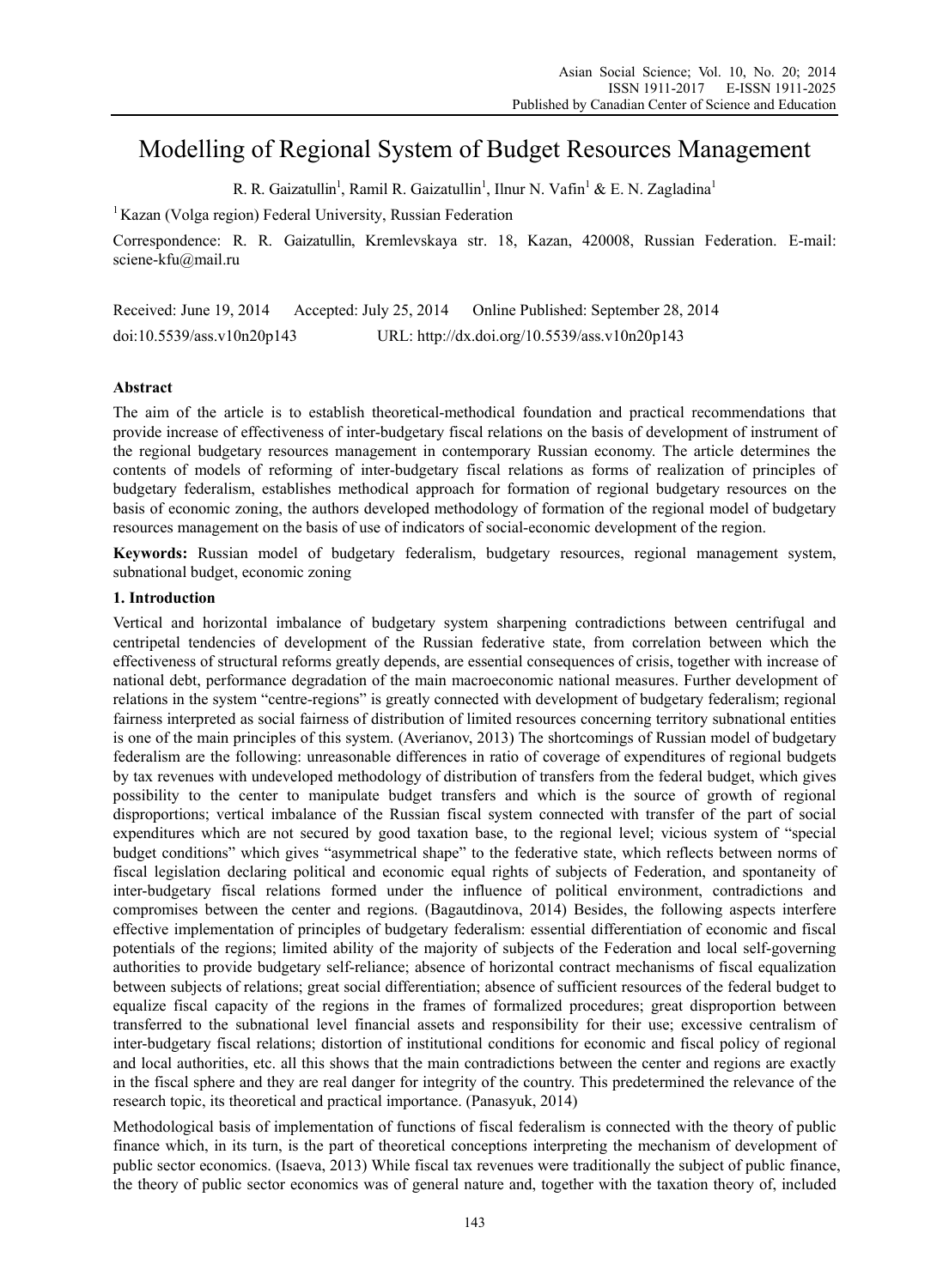# Modelling of Regional System of Budget Resources Management

R. R. Gaizatullin[1], Ramil R. Gaizatullin[1], Ilnur N. Vafin[1] & E. N. Zagladina[1]

[1] Kazan (Volga region) Federal University, Russian Federation

Correspondence: R. R. Gaizatullin, Kremlevskaya str. 18, Kazan, 420008, Russian Federation. E-mail: sciene-kfu@mail.ru

Received: June 19, 2014 Accepted: July 25, 2014 Online Published: September 28, 2014

doi:10.5539/ass.v10n20p143 URL: http://dx.doi.org/10.5539/ass.v10n20p143

## Abstract

The aim of the article is to establish theoretical-methodical foundation and practical recommendations that provide increase of effectiveness of inter-budgetary fiscal relations on the basis of development of instrument of the regional budgetary resources management in contemporary Russian economy. The article determines the contents of models of reforming of inter-budgetary fiscal relations as forms of realization of principles of budgetary federalism, establishes methodical approach for formation of regional budgetary resources on the basis of economic zoning, the authors developed methodology of formation of the regional model of budgetary resources management on the basis of use of indicators of social-economic development of the region.

**Keywords:** Russian model of budgetary federalism, budgetary resources, regional management system, subnational budget, economic zoning

## 1. Introduction

Vertical and horizontal imbalance of budgetary system sharpening contradictions between centrifugal and centripetal tendencies of development of the Russian federative state, from correlation between which the effectiveness of structural reforms greatly depends, are essential consequences of crisis, together with increase of national debt, performance degradation of the main macroeconomic national measures. Further development of relations in the system "centre-regions" is greatly connected with development of budgetary federalism; regional fairness interpreted as social fairness of distribution of limited resources concerning territory subnational entities is one of the main principles of this system. (Averianov, 2013) The shortcomings of Russian model of budgetary federalism are the following: unreasonable differences in ratio of coverage of expenditures of regional budgets by tax revenues with undeveloped methodology of distribution of transfers from the federal budget, which gives possibility to the center to manipulate budget transfers and which is the source of growth of regional disproportions; vertical imbalance of the Russian fiscal system connected with transfer of the part of social expenditures which are not secured by good taxation base, to the regional level; vicious system of "special budget conditions" which gives "asymmetrical shape" to the federative state, which reflects between norms of fiscal legislation declaring political and economic equal rights of subjects of Federation, and spontaneity of inter-budgetary fiscal relations formed under the influence of political environment, contradictions and compromises between the center and regions. (Bagautdinova, 2014) Besides, the following aspects interfere effective implementation of principles of budgetary federalism: essential differentiation of economic and fiscal potentials of the regions; limited ability of the majority of subjects of the Federation and local self-governing authorities to provide budgetary self-reliance; absence of horizontal contract mechanisms of fiscal equalization between subjects of relations; great social differentiation; absence of sufficient resources of the federal budget to equalize fiscal capacity of the regions in the frames of formalized procedures; great disproportion between transferred to the subnational level financial assets and responsibility for their use; excessive centralism of inter-budgetary fiscal relations; distortion of institutional conditions for economic and fiscal policy of regional and local authorities, etc. all this shows that the main contradictions between the center and regions are exactly in the fiscal sphere and they are real danger for integrity of the country. This predetermined the relevance of the research topic, its theoretical and practical importance. (Panasyuk, 2014)

Methodological basis of implementation of functions of fiscal federalism is connected with the theory of public finance which, in its turn, is the part of theoretical conceptions interpreting the mechanism of development of public sector economics. (Isaeva, 2013) While fiscal tax revenues were traditionally the subject of public finance, the theory of public sector economics was of general nature and, together with the taxation theory of, included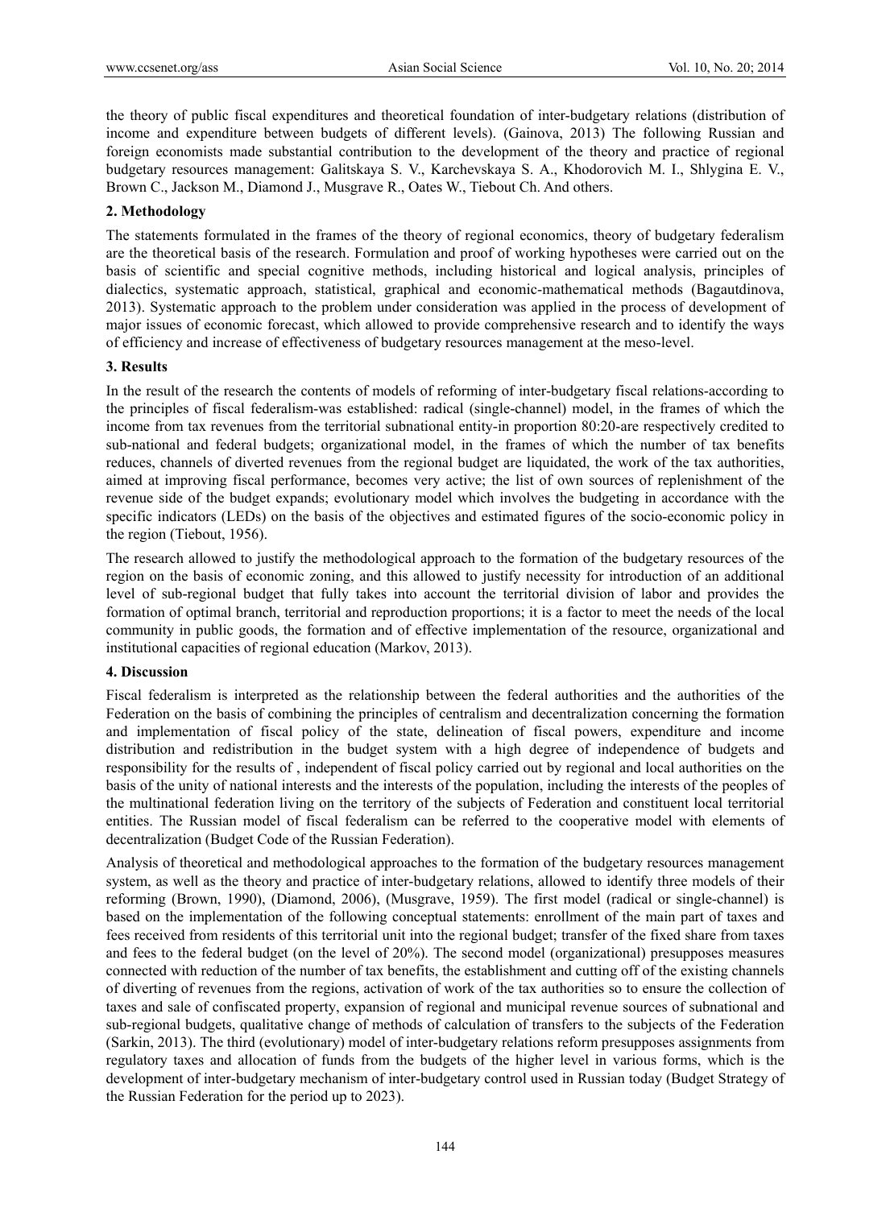the theory of public fiscal expenditures and theoretical foundation of inter-budgetary relations (distribution of income and expenditure between budgets of different levels). (Gainova, 2013) The following Russian and foreign economists made substantial contribution to the development of the theory and practice of regional budgetary resources management: Galitskaya S. V., Karchevskaya S. A., Khodorovich M. I., Shlygina E. V., Brown C., Jackson M., Diamond J., Musgrave R., Oates W., Tiebout Ch. And others.

## 2. Methodology

The statements formulated in the frames of the theory of regional economics, theory of budgetary federalism are the theoretical basis of the research. Formulation and proof of working hypotheses were carried out on the basis of scientific and special cognitive methods, including historical and logical analysis, principles of dialectics, systematic approach, statistical, graphical and economic-mathematical methods (Bagautdinova, 2013). Systematic approach to the problem under consideration was applied in the process of development of major issues of economic forecast, which allowed to provide comprehensive research and to identify the ways of efficiency and increase of effectiveness of budgetary resources management at the meso-level.

## 3. Results

In the result of the research the contents of models of reforming of inter-budgetary fiscal relations-according to the principles of fiscal federalism-was established: radical (single-channel) model, in the frames of which the income from tax revenues from the territorial subnational entity-in proportion 80:20-are respectively credited to sub-national and federal budgets; organizational model, in the frames of which the number of tax benefits reduces, channels of diverted revenues from the regional budget are liquidated, the work of the tax authorities, aimed at improving fiscal performance, becomes very active; the list of own sources of replenishment of the revenue side of the budget expands; evolutionary model which involves the budgeting in accordance with the specific indicators (LEDs) on the basis of the objectives and estimated figures of the socio-economic policy in the region (Tiebout, 1956).

The research allowed to justify the methodological approach to the formation of the budgetary resources of the region on the basis of economic zoning, and this allowed to justify necessity for introduction of an additional level of sub-regional budget that fully takes into account the territorial division of labor and provides the formation of optimal branch, territorial and reproduction proportions; it is a factor to meet the needs of the local community in public goods, the formation and of effective implementation of the resource, organizational and institutional capacities of regional education (Markov, 2013).

## 4. Discussion

Fiscal federalism is interpreted as the relationship between the federal authorities and the authorities of the Federation on the basis of combining the principles of centralism and decentralization concerning the formation and implementation of fiscal policy of the state, delineation of fiscal powers, expenditure and income distribution and redistribution in the budget system with a high degree of independence of budgets and responsibility for the results of , independent of fiscal policy carried out by regional and local authorities on the basis of the unity of national interests and the interests of the population, including the interests of the peoples of the multinational federation living on the territory of the subjects of Federation and constituent local territorial entities. The Russian model of fiscal federalism can be referred to the cooperative model with elements of decentralization (Budget Code of the Russian Federation).

Analysis of theoretical and methodological approaches to the formation of the budgetary resources management system, as well as the theory and practice of inter-budgetary relations, allowed to identify three models of their reforming (Brown, 1990), (Diamond, 2006), (Musgrave, 1959). The first model (radical or single-channel) is based on the implementation of the following conceptual statements: enrollment of the main part of taxes and fees received from residents of this territorial unit into the regional budget; transfer of the fixed share from taxes and fees to the federal budget (on the level of 20%). The second model (organizational) presupposes measures connected with reduction of the number of tax benefits, the establishment and cutting off of the existing channels of diverting of revenues from the regions, activation of work of the tax authorities so to ensure the collection of taxes and sale of confiscated property, expansion of regional and municipal revenue sources of subnational and sub-regional budgets, qualitative change of methods of calculation of transfers to the subjects of the Federation (Sarkin, 2013). The third (evolutionary) model of inter-budgetary relations reform presupposes assignments from regulatory taxes and allocation of funds from the budgets of the higher level in various forms, which is the development of inter-budgetary mechanism of inter-budgetary control used in Russian today (Budget Strategy of the Russian Federation for the period up to 2023).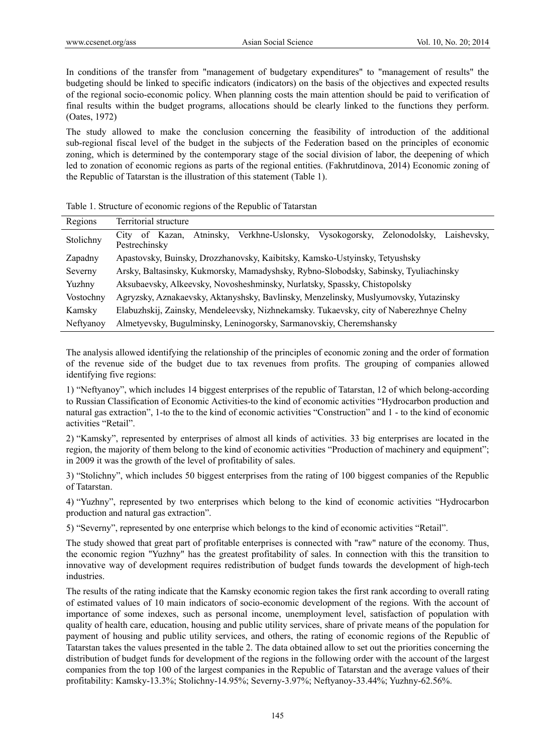In conditions of the transfer from "management of budgetary expenditures" to "management of results" the budgeting should be linked to specific indicators (indicators) on the basis of the objectives and expected results of the regional socio-economic policy. When planning costs the main attention should be paid to verification of final results within the budget programs, allocations should be clearly linked to the functions they perform. (Oates, 1972)

The study allowed to make the conclusion concerning the feasibility of introduction of the additional sub-regional fiscal level of the budget in the subjects of the Federation based on the principles of economic zoning, which is determined by the contemporary stage of the social division of labor, the deepening of which led to zonation of economic regions as parts of the regional entities. (Fakhrutdinova, 2014) Economic zoning of the Republic of Tatarstan is the illustration of this statement (Table 1).

Table 1. Structure of economic regions of the Republic of Tatarstan

| Regions | Territorial structure |
|---|---|
| Stolichny | City of Kazan, Atninsky, Verkhne-Uslonsky, Vysokogorsky, Zelonodolsky, Laishevsky, Pestrechinsky |
| Zapadny | Apastovsky, Buinsky, Drozzhanovsky, Kaibitsky, Kamsko-Ustyinsky, Tetyushsky |
| Severny | Arsky, Baltasinsky, Kukmorsky, Mamadyshsky, Rybno-Slobodsky, Sabinsky, Tyuliachinsky |
| Yuzhny | Aksubaevsky, Alkeevsky, Novosheshminsky, Nurlatsky, Spassky, Chistopolsky |
| Vostochny | Agryzsky, Aznakaevsky, Aktanyshsky, Bavlinsky, Menzelinsky, Muslyumovsky, Yutazinsky |
| Kamsky | Elabuzhskij, Zainsky, Mendeleevsky, Nizhnekamsky. Tukaevsky, city of Naberezhnye Chelny |
| Neftyanoy | Almetyevsky, Bugulminsky, Leninogorsky, Sarmanovskiy, Cheremshansky |

The analysis allowed identifying the relationship of the principles of economic zoning and the order of formation of the revenue side of the budget due to tax revenues from profits. The grouping of companies allowed identifying five regions:

1) "Neftyanoy", which includes 14 biggest enterprises of the republic of Tatarstan, 12 of which belong-according to Russian Classification of Economic Activities-to the kind of economic activities "Hydrocarbon production and natural gas extraction", 1-to the to the kind of economic activities "Construction" and 1 - to the kind of economic activities "Retail".

2) "Kamsky", represented by enterprises of almost all kinds of activities. 33 big enterprises are located in the region, the majority of them belong to the kind of economic activities "Production of machinery and equipment"; in 2009 it was the growth of the level of profitability of sales.

3) "Stolichny", which includes 50 biggest enterprises from the rating of 100 biggest companies of the Republic of Tatarstan.

4) "Yuzhny", represented by two enterprises which belong to the kind of economic activities "Hydrocarbon production and natural gas extraction".

5) "Severny", represented by one enterprise which belongs to the kind of economic activities "Retail".

The study showed that great part of profitable enterprises is connected with "raw" nature of the economy. Thus, the economic region "Yuzhny" has the greatest profitability of sales. In connection with this the transition to innovative way of development requires redistribution of budget funds towards the development of high-tech industries.

The results of the rating indicate that the Kamsky economic region takes the first rank according to overall rating of estimated values of 10 main indicators of socio-economic development of the regions. With the account of importance of some indexes, such as personal income, unemployment level, satisfaction of population with quality of health care, education, housing and public utility services, share of private means of the population for payment of housing and public utility services, and others, the rating of economic regions of the Republic of Tatarstan takes the values presented in the table 2. The data obtained allow to set out the priorities concerning the distribution of budget funds for development of the regions in the following order with the account of the largest companies from the top 100 of the largest companies in the Republic of Tatarstan and the average values of their profitability: Kamsky-13.3%; Stolichny-14.95%; Severny-3.97%; Neftyanoy-33.44%; Yuzhny-62.56%.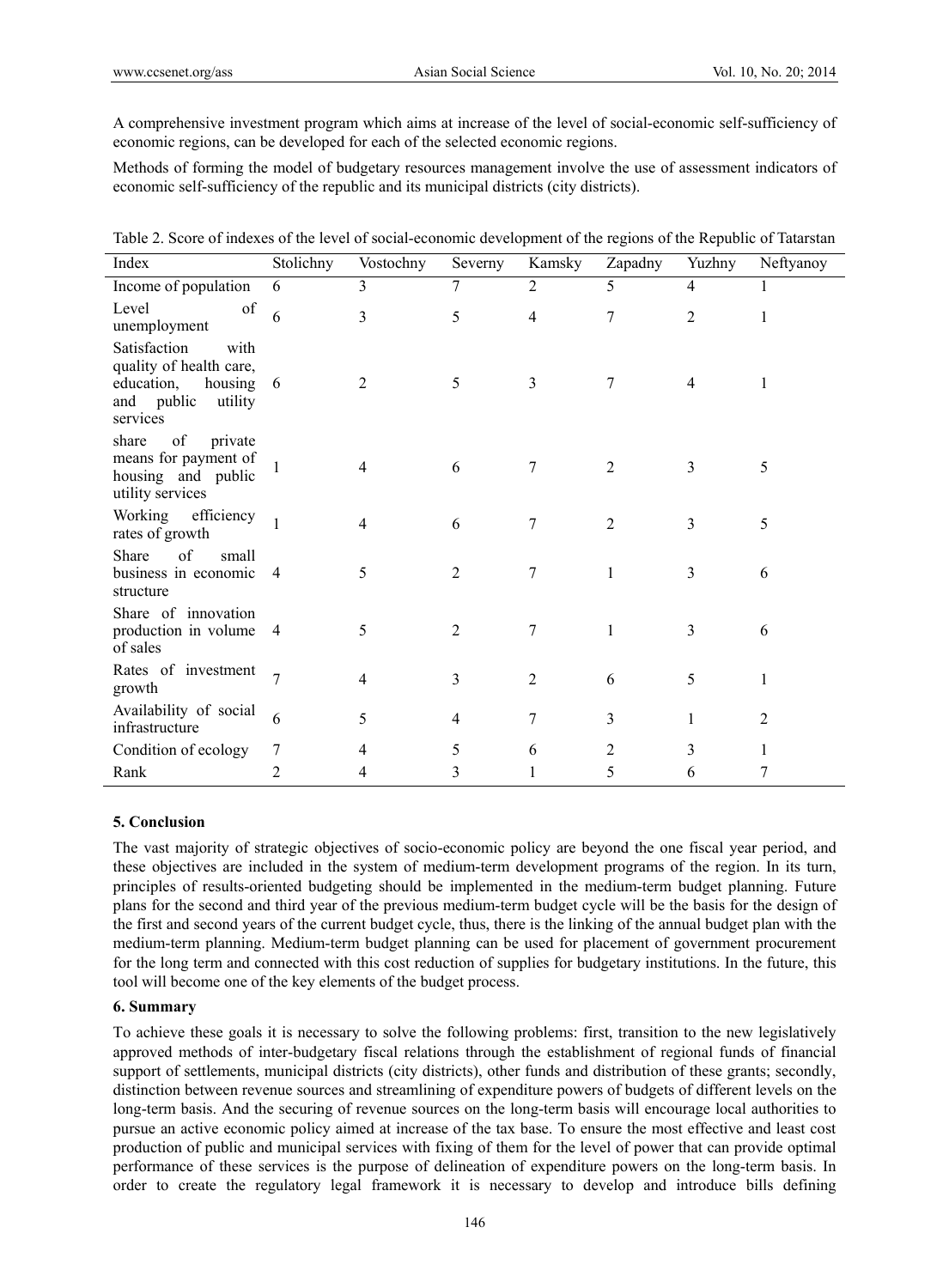A comprehensive investment program which aims at increase of the level of social-economic self-sufficiency of economic regions, can be developed for each of the selected economic regions.

Methods of forming the model of budgetary resources management involve the use of assessment indicators of economic self-sufficiency of the republic and its municipal districts (city districts).

Table 2. Score of indexes of the level of social-economic development of the regions of the Republic of Tatarstan

| Index | Stolichny | Vostochny | Severny | Kamsky | Zapadny | Yuzhny | Neftyanoy |
|---|---|---|---|---|---|---|---|
| Income of population | 6 | 3 | 7 | 2 | 5 | 4 | 1 |
| Level of unemployment | 6 | 3 | 5 | 4 | 7 | 2 | 1 |
| Satisfaction with quality of health care, education, housing and public utility services | 6 | 2 | 5 | 3 | 7 | 4 | 1 |
| share of private means for payment of housing and public utility services | 1 | 4 | 6 | 7 | 2 | 3 | 5 |
| Working efficiency rates of growth | 1 | 4 | 6 | 7 | 2 | 3 | 5 |
| Share of small business in economic structure | 4 | 5 | 2 | 7 | 1 | 3 | 6 |
| Share of innovation production in volume of sales | 4 | 5 | 2 | 7 | 1 | 3 | 6 |
| Rates of investment growth | 7 | 4 | 3 | 2 | 6 | 5 | 1 |
| Availability of social infrastructure | 6 | 5 | 4 | 7 | 3 | 1 | 2 |
| Condition of ecology | 7 | 4 | 5 | 6 | 2 | 3 | 1 |
| Rank | 2 | 4 | 3 | 1 | 5 | 6 | 7 |

## 5. Conclusion

The vast majority of strategic objectives of socio-economic policy are beyond the one fiscal year period, and these objectives are included in the system of medium-term development programs of the region. In its turn, principles of results-oriented budgeting should be implemented in the medium-term budget planning. Future plans for the second and third year of the previous medium-term budget cycle will be the basis for the design of the first and second years of the current budget cycle, thus, there is the linking of the annual budget plan with the medium-term planning. Medium-term budget planning can be used for placement of government procurement for the long term and connected with this cost reduction of supplies for budgetary institutions. In the future, this tool will become one of the key elements of the budget process.

## 6. Summary

To achieve these goals it is necessary to solve the following problems: first, transition to the new legislatively approved methods of inter-budgetary fiscal relations through the establishment of regional funds of financial support of settlements, municipal districts (city districts), other funds and distribution of these grants; secondly, distinction between revenue sources and streamlining of expenditure powers of budgets of different levels on the long-term basis. And the securing of revenue sources on the long-term basis will encourage local authorities to pursue an active economic policy aimed at increase of the tax base. To ensure the most effective and least cost production of public and municipal services with fixing of them for the level of power that can provide optimal performance of these services is the purpose of delineation of expenditure powers on the long-term basis. In order to create the regulatory legal framework it is necessary to develop and introduce bills defining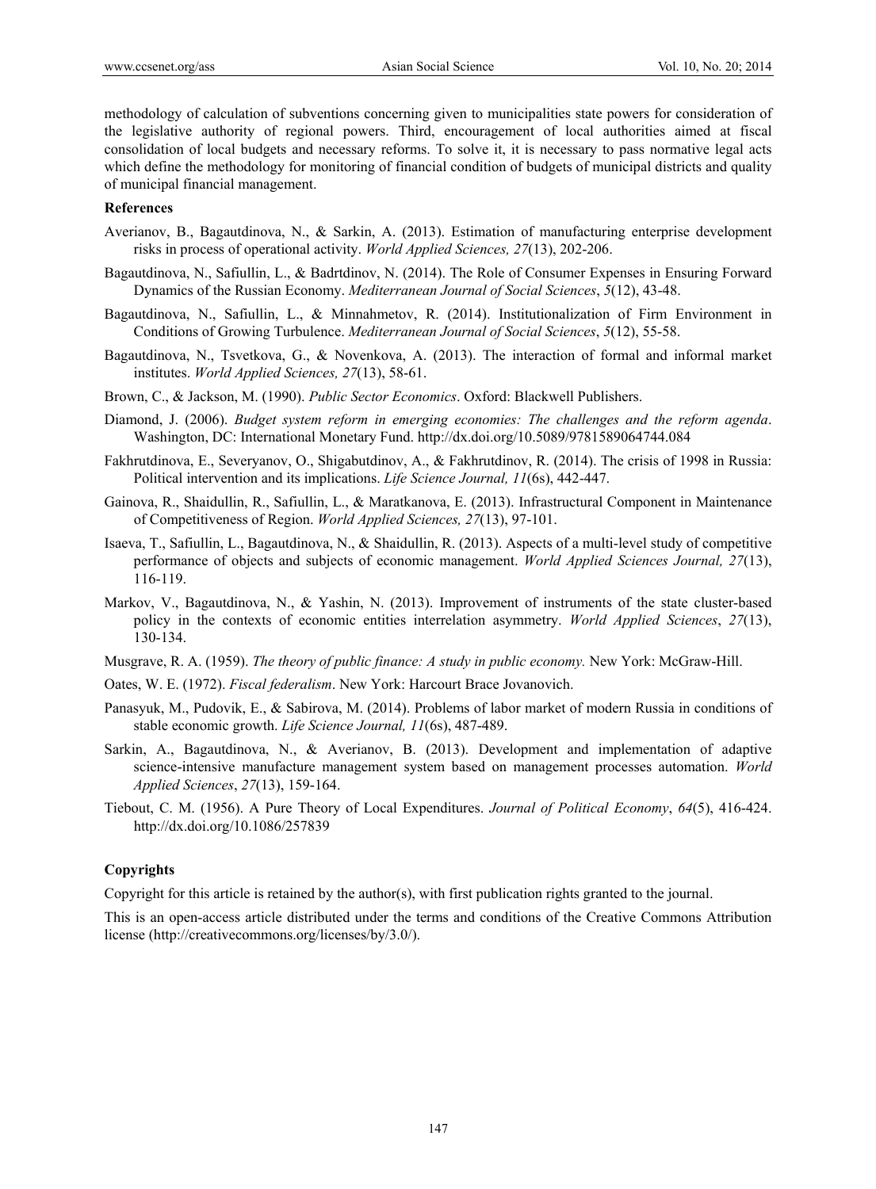methodology of calculation of subventions concerning given to municipalities state powers for consideration of the legislative authority of regional powers. Third, encouragement of local authorities aimed at fiscal consolidation of local budgets and necessary reforms. To solve it, it is necessary to pass normative legal acts which define the methodology for monitoring of financial condition of budgets of municipal districts and quality of municipal financial management.

## References

Averianov, B., Bagautdinova, N., & Sarkin, A. (2013). Estimation of manufacturing enterprise development risks in process of operational activity. *World Applied Sciences, 27*(13), 202-206.

Bagautdinova, N., Safiullin, L., & Badrtdinov, N. (2014). The Role of Consumer Expenses in Ensuring Forward Dynamics of the Russian Economy. *Mediterranean Journal of Social Sciences*, *5*(12), 43-48.

Bagautdinova, N., Safiullin, L., & Minnahmetov, R. (2014). Institutionalization of Firm Environment in Conditions of Growing Turbulence. *Mediterranean Journal of Social Sciences*, *5*(12), 55-58.

Bagautdinova, N., Tsvetkova, G., & Novenkova, A. (2013). The interaction of formal and informal market institutes. *World Applied Sciences, 27*(13), 58-61.

Brown, C., & Jackson, M. (1990). *Public Sector Economics*. Oxford: Blackwell Publishers.

Diamond, J. (2006). *Budget system reform in emerging economies: The challenges and the reform agenda*. Washington, DC: International Monetary Fund. http://dx.doi.org/10.5089/9781589064744.084

Fakhrutdinova, E., Severyanov, O., Shigabutdinov, A., & Fakhrutdinov, R. (2014). The crisis of 1998 in Russia: Political intervention and its implications. *Life Science Journal, 11*(6s), 442-447.

Gainova, R., Shaidullin, R., Safiullin, L., & Maratkanova, E. (2013). Infrastructural Component in Maintenance of Competitiveness of Region. *World Applied Sciences, 27*(13), 97-101.

Isaeva, T., Safiullin, L., Bagautdinova, N., & Shaidullin, R. (2013). Aspects of a multi-level study of competitive performance of objects and subjects of economic management. *World Applied Sciences Journal, 27*(13), 116-119.

Markov, V., Bagautdinova, N., & Yashin, N. (2013). Improvement of instruments of the state cluster-based policy in the contexts of economic entities interrelation asymmetry. *World Applied Sciences*, *27*(13), 130-134.

Musgrave, R. A. (1959). *The theory of public finance: A study in public economy.* New York: McGraw-Hill.

Oates, W. E. (1972). *Fiscal federalism*. New York: Harcourt Brace Jovanovich.

Panasyuk, M., Pudovik, E., & Sabirova, M. (2014). Problems of labor market of modern Russia in conditions of stable economic growth. *Life Science Journal, 11*(6s), 487-489.

Sarkin, A., Bagautdinova, N., & Averianov, B. (2013). Development and implementation of adaptive science-intensive manufacture management system based on management processes automation. *World Applied Sciences*, *27*(13), 159-164.

Tiebout, C. M. (1956). A Pure Theory of Local Expenditures. *Journal of Political Economy*, *64*(5), 416-424. http://dx.doi.org/10.1086/257839

## Copyrights

Copyright for this article is retained by the author(s), with first publication rights granted to the journal.

This is an open-access article distributed under the terms and conditions of the Creative Commons Attribution license (http://creativecommons.org/licenses/by/3.0/).